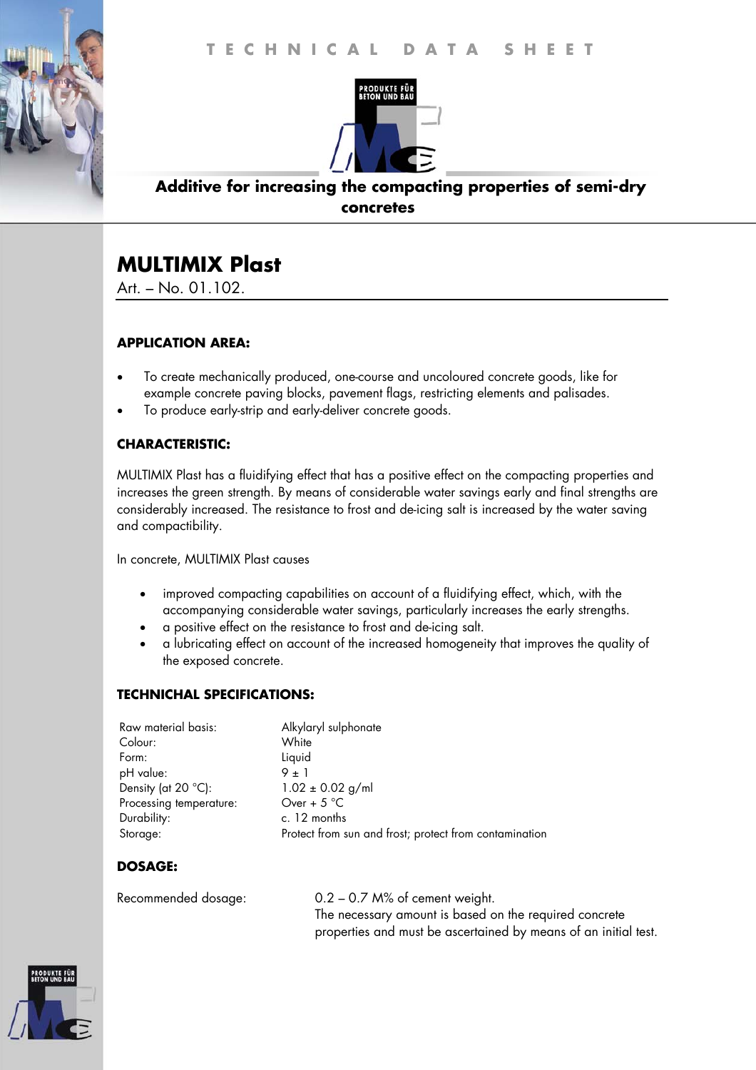TECHNICAL DATA SHEET

**Additive for increasing the compacting properties of semi-dry concretes**

# MULTIMIX Plast

Art. – No. 01.102.

### APPLICATION AREA:

- To create mechanically produced, one-course and uncoloured concrete goods, like for example concrete paving blocks, pavement flags, restricting elements and palisades.
- To produce early-strip and early-deliver concrete goods.

### CHARACTERISTIC:

MULTIMIX Plast has a fluidifying effect that has a positive effect on the compacting properties and increases the green strength. By means of considerable water savings early and final strengths are considerably increased. The resistance to frost and de-icing salt is increased by the water saving and compactibility.

In concrete, MULTIMIX Plast causes

- improved compacting capabilities on account of a fluidifying effect, which, with the accompanying considerable water savings, particularly increases the early strengths.
- a positive effect on the resistance to frost and de-icing salt.
- a lubricating effect on account of the increased homogeneity that improves the quality of the exposed concrete.

### TECHNICHAL SPECIFICATIONS:

| | |
|---|---|
| Raw material basis: | Alkylaryl sulphonate |
| Colour: | White |
| Form: | Liquid |
| pH value: | 9 ± 1 |
| Density (at 20 °C): | 1.02 ± 0.02 g/ml |
| Processing temperature: | Over + 5 °C |
| Durability: | c. 12 months |
| Storage: | Protect from sun and frost; protect from contamination |

### DOSAGE:

| | |
|---|---|
| Recommended dosage: | 0.2 – 0.7 M% of cement weight. The necessary amount is based on the required concrete properties and must be ascertained by means of an initial test. |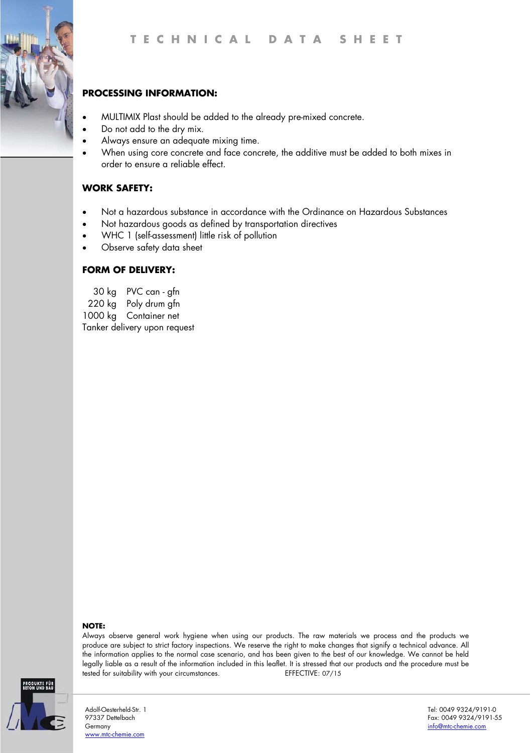**PROCESSING INFORMATION:**

- MULTIMIX Plast should be added to the already pre-mixed concrete.
- Do not add to the dry mix.
- Always ensure an adequate mixing time.
- When using core concrete and face concrete, the additive must be added to both mixes in order to ensure a reliable effect.

**WORK SAFETY:**

- Not a hazardous substance in accordance with the Ordinance on Hazardous Substances
- Not hazardous goods as defined by transportation directives
- WHC 1 (self-assessment) little risk of pollution
- Observe safety data sheet

**FORM OF DELIVERY:**

| | |
|---|---|
| 30 kg | PVC can - gfn |
| 220 kg | Poly drum gfn |
| 1000 kg | Container net |

Tanker delivery upon request

**NOTE:**
Always observe general work hygiene when using our products. The raw materials we process and the products we produce are subject to strict factory inspections. We reserve the right to make changes that signify a technical advance. All the information applies to the normal case scenario, and has been given to the best of our knowledge. We cannot be held legally liable as a result of the information included in this leaflet. It is stressed that our products and the procedure must be tested for suitability with your circumstances. EFFECTIVE: 07/15

Adolf-Oesterheld-Str. 1
97337 Dettelbach
Germany
www.mtc-chemie.com

Tel: 0049 9324/9191-0
Fax: 0049 9324/9191-55
info@mtc-chemie.com